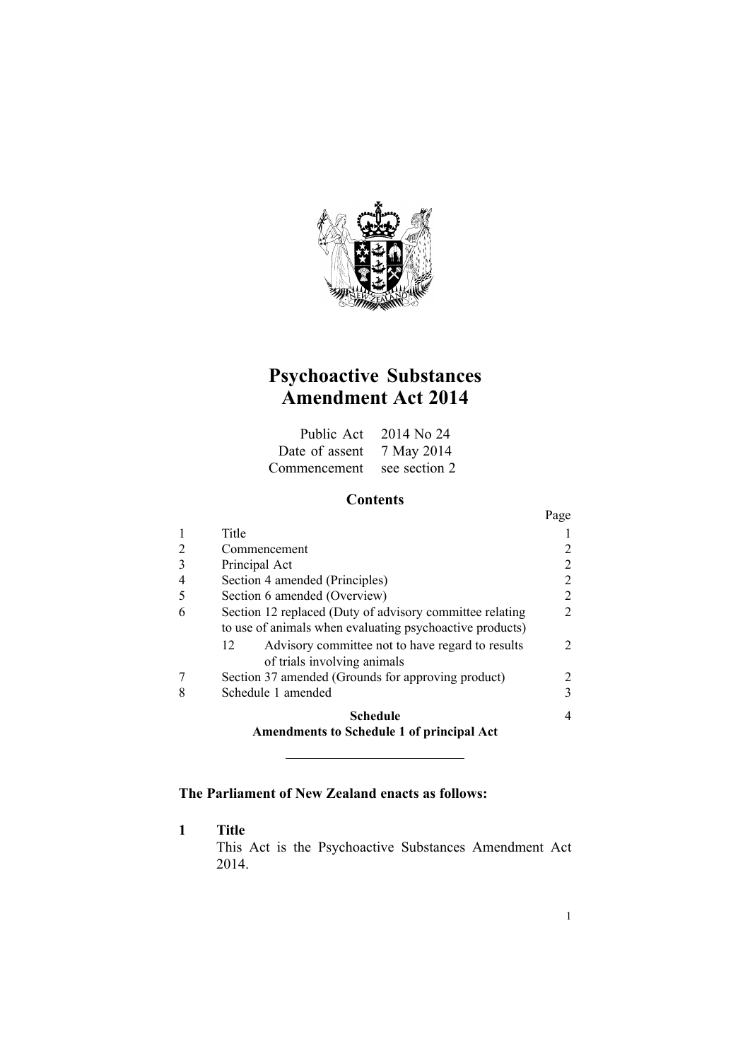# Psychoactive Substances Amendment Act 2014

| | |
|---|---|
| Public Act | 2014 No 24 |
| Date of assent | 7 May 2014 |
| Commencement | see section 2 |

## Contents

| | | | Page |
|---|---|---|---|
| 1 | Title | | 1 |
| 2 | Commencement | | 2 |
| 3 | Principal Act | | 2 |
| 4 | Section 4 amended (Principles) | | 2 |
| 5 | Section 6 amended (Overview) | | 2 |
| 6 | Section 12 replaced (Duty of advisory committee relating to use of animals when evaluating psychoactive products) | | 2 |
| | 12 | Advisory committee not to have regard to results of trials involving animals | 2 |
| 7 | Section 37 amended (Grounds for approving product) | | 2 |
| 8 | Schedule 1 amended | | 3 |
| | **Schedule** **Amendments to Schedule 1 of principal Act** | | 4 |

---

**The Parliament of New Zealand enacts as follows:**

### 1 Title

This Act is the Psychoactive Substances Amendment Act 2014.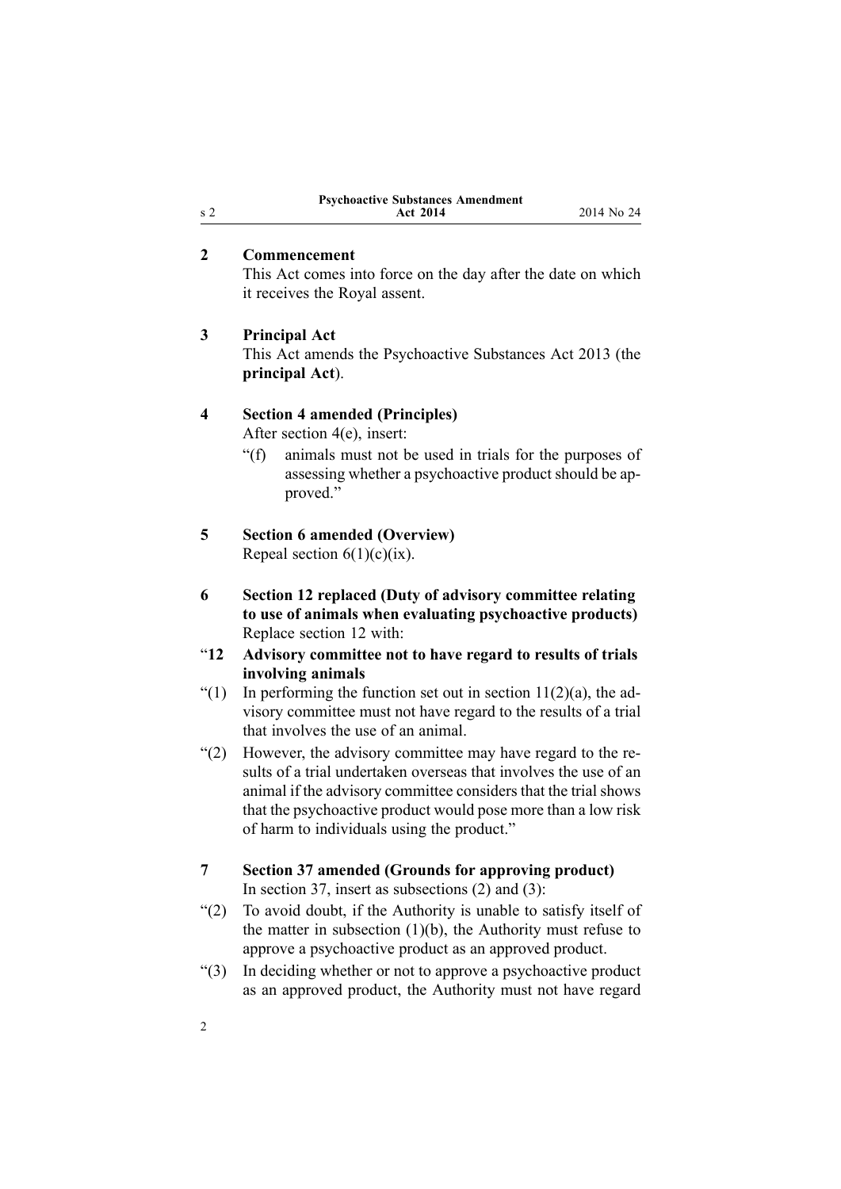## 2 Commencement

This Act comes into force on the day after the date on which it receives the Royal assent.

## 3 Principal Act

This Act amends the Psychoactive Substances Act 2013 (the **principal Act**).

## 4 Section 4 amended (Principles)

After section 4(e), insert:

"(f) animals must not be used in trials for the purposes of assessing whether a psychoactive product should be approved."

## 5 Section 6 amended (Overview)

Repeal section 6(1)(c)(ix).

## 6 Section 12 replaced (Duty of advisory committee relating to use of animals when evaluating psychoactive products)

Replace section 12 with:

"**12 Advisory committee not to have regard to results of trials involving animals**

"(1) In performing the function set out in section 11(2)(a), the advisory committee must not have regard to the results of a trial that involves the use of an animal.

"(2) However, the advisory committee may have regard to the results of a trial undertaken overseas that involves the use of an animal if the advisory committee considers that the trial shows that the psychoactive product would pose more than a low risk of harm to individuals using the product."

## 7 Section 37 amended (Grounds for approving product)

In section 37, insert as subsections (2) and (3):

"(2) To avoid doubt, if the Authority is unable to satisfy itself of the matter in subsection (1)(b), the Authority must refuse to approve a psychoactive product as an approved product.

"(3) In deciding whether or not to approve a psychoactive product as an approved product, the Authority must not have regard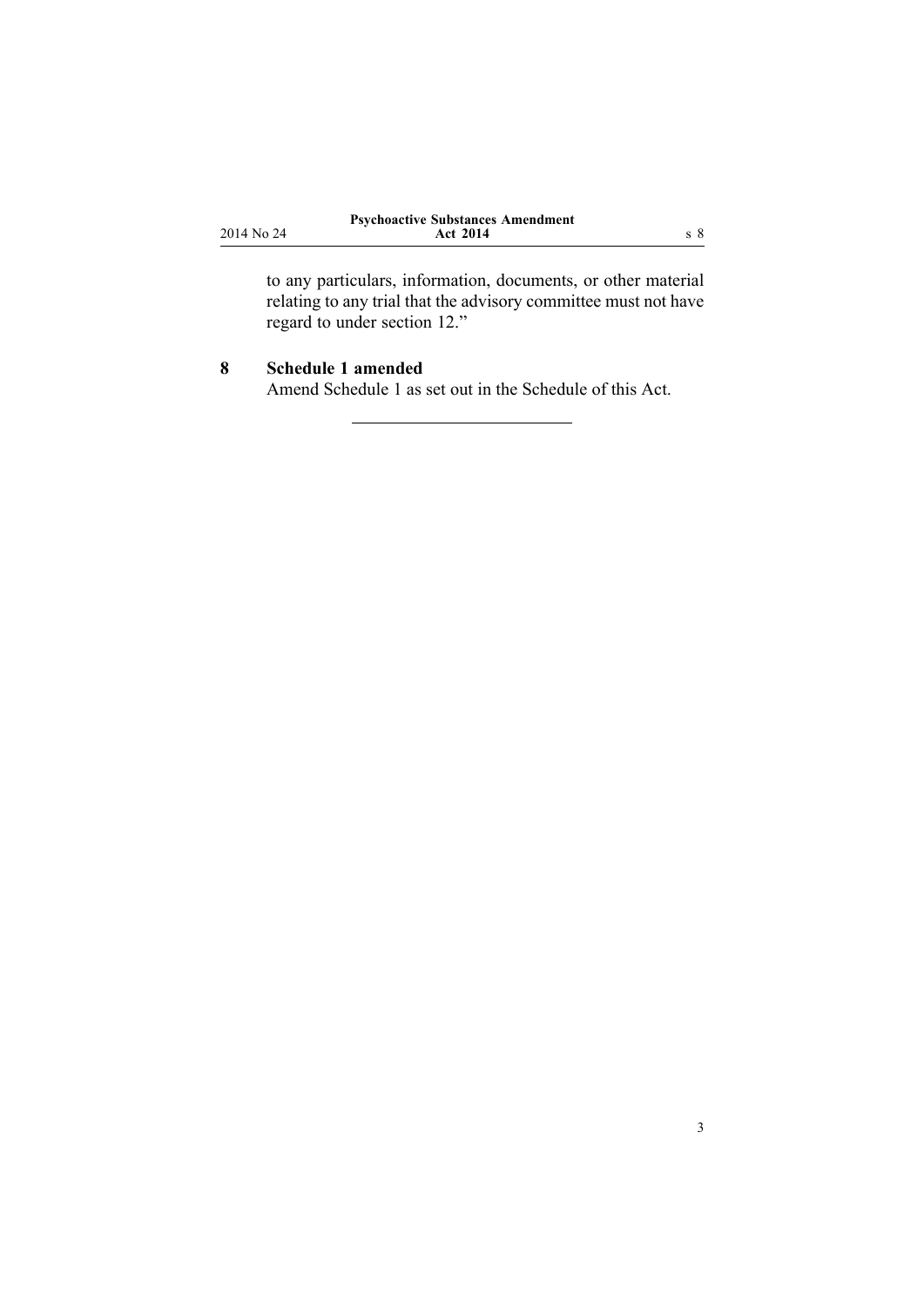to any particulars, information, documents, or other material relating to any trial that the advisory committee must not have regard to under section 12."

## 8 Schedule 1 amended

Amend Schedule 1 as set out in the Schedule of this Act.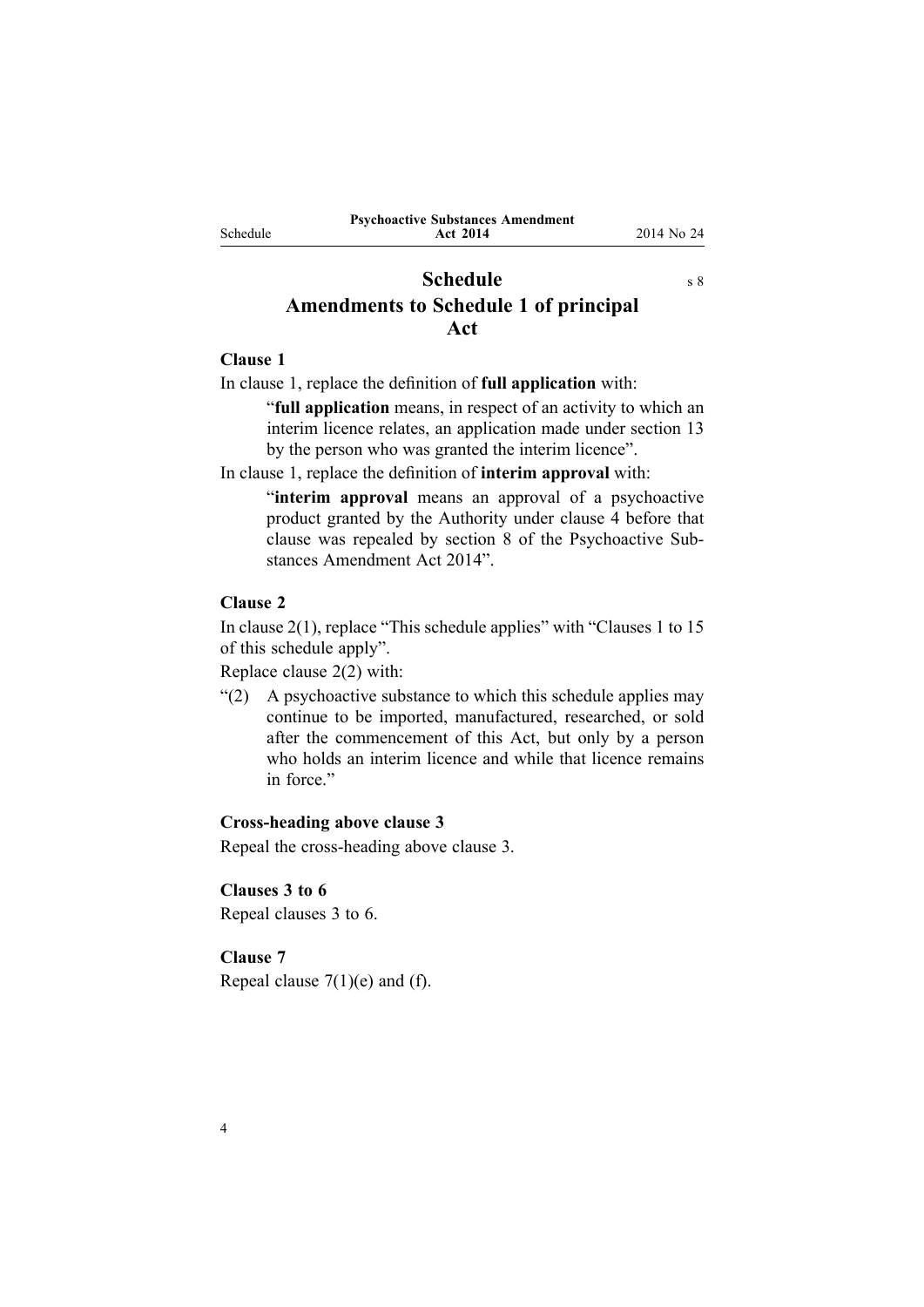# Schedule

s 8

## Amendments to Schedule 1 of principal Act

### Clause 1

In clause 1, replace the definition of **full application** with:

> "**full application** means, in respect of an activity to which an interim licence relates, an application made under section 13 by the person who was granted the interim licence".

In clause 1, replace the definition of **interim approval** with:

> "**interim approval** means an approval of a psychoactive product granted by the Authority under clause 4 before that clause was repealed by section 8 of the Psychoactive Substances Amendment Act 2014".

### Clause 2

In clause 2(1), replace "This schedule applies" with "Clauses 1 to 15 of this schedule apply".

Replace clause 2(2) with:

> "(2) A psychoactive substance to which this schedule applies may continue to be imported, manufactured, researched, or sold after the commencement of this Act, but only by a person who holds an interim licence and while that licence remains in force."

### Cross-heading above clause 3

Repeal the cross-heading above clause 3.

### Clauses 3 to 6

Repeal clauses 3 to 6.

### Clause 7

Repeal clause 7(1)(e) and (f).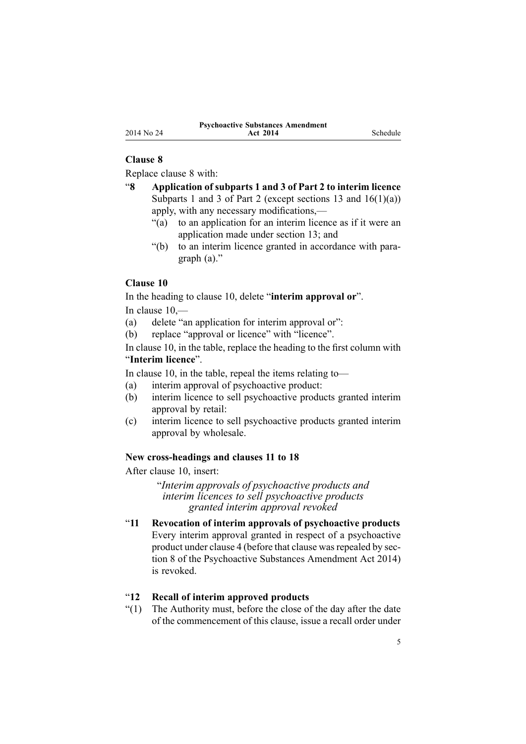### Clause 8

Replace clause 8 with:

"**8 Application of subparts 1 and 3 of Part 2 to interim licence**

Subparts 1 and 3 of Part 2 (except sections 13 and 16(1)(a)) apply, with any necessary modifications,—

"(a) to an application for an interim licence as if it were an application made under section 13; and

"(b) to an interim licence granted in accordance with paragraph (a)."

### Clause 10

In the heading to clause 10, delete "**interim approval or**".

In clause 10,—

(a) delete "an application for interim approval or":

(b) replace "approval or licence" with "licence".

In clause 10, in the table, replace the heading to the first column with "**Interim licence**".

In clause 10, in the table, repeal the items relating to—

(a) interim approval of psychoactive product:

(b) interim licence to sell psychoactive products granted interim approval by retail:

(c) interim licence to sell psychoactive products granted interim approval by wholesale.

### New cross-headings and clauses 11 to 18

After clause 10, insert:

"*Interim approvals of psychoactive products and interim licences to sell psychoactive products granted interim approval revoked*

"**11 Revocation of interim approvals of psychoactive products**

Every interim approval granted in respect of a psychoactive product under clause 4 (before that clause was repealed by section 8 of the Psychoactive Substances Amendment Act 2014) is revoked.

"**12 Recall of interim approved products**

"(1) The Authority must, before the close of the day after the date of the commencement of this clause, issue a recall order under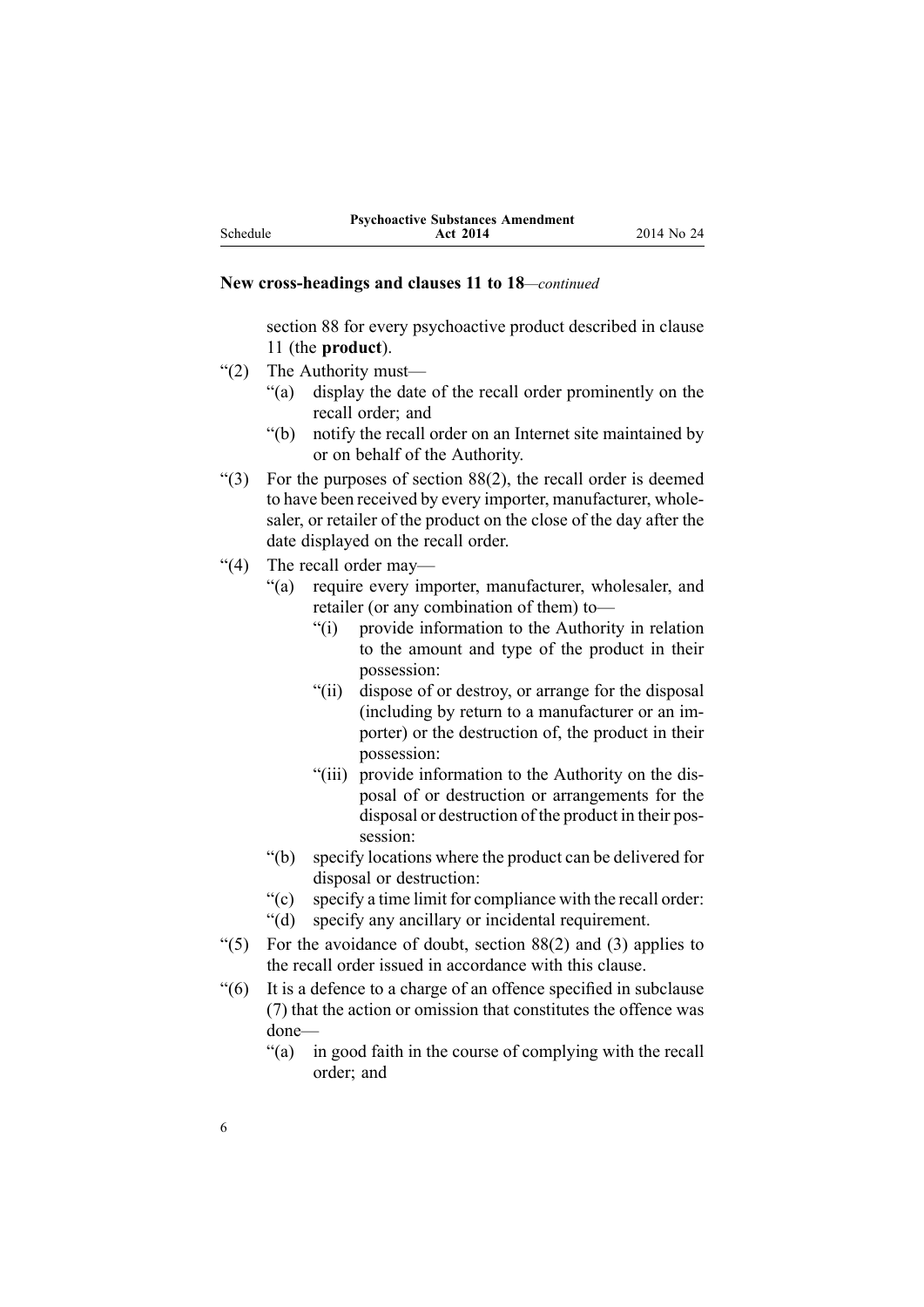**New cross-headings and clauses 11 to 18**—*continued*

section 88 for every psychoactive product described in clause 11 (the **product**).

"(2) The Authority must—

"(a) display the date of the recall order prominently on the recall order; and

"(b) notify the recall order on an Internet site maintained by or on behalf of the Authority.

"(3) For the purposes of section 88(2), the recall order is deemed to have been received by every importer, manufacturer, wholesaler, or retailer of the product on the close of the day after the date displayed on the recall order.

"(4) The recall order may—

"(a) require every importer, manufacturer, wholesaler, and retailer (or any combination of them) to—

"(i) provide information to the Authority in relation to the amount and type of the product in their possession:

"(ii) dispose of or destroy, or arrange for the disposal (including by return to a manufacturer or an importer) or the destruction of, the product in their possession:

"(iii) provide information to the Authority on the disposal of or destruction or arrangements for the disposal or destruction of the product in their possession:

"(b) specify locations where the product can be delivered for disposal or destruction:

"(c) specify a time limit for compliance with the recall order:

"(d) specify any ancillary or incidental requirement.

"(5) For the avoidance of doubt, section 88(2) and (3) applies to the recall order issued in accordance with this clause.

"(6) It is a defence to a charge of an offence specified in subclause (7) that the action or omission that constitutes the offence was done—

"(a) in good faith in the course of complying with the recall order; and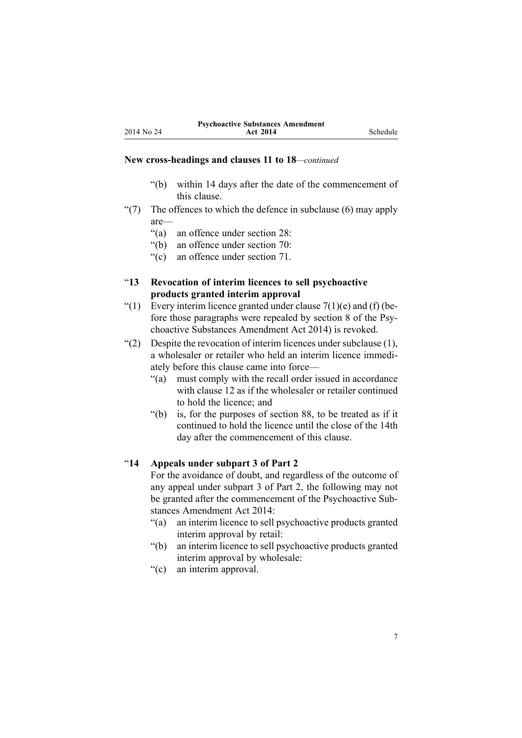**New cross-headings and clauses 11 to 18**—*continued*

"(b) within 14 days after the date of the commencement of this clause.

"(7) The offences to which the defence in subclause (6) may apply are—

"(a) an offence under section 28:

"(b) an offence under section 70:

"(c) an offence under section 71.

"**13 Revocation of interim licences to sell psychoactive products granted interim approval**

"(1) Every interim licence granted under clause 7(1)(e) and (f) (before those paragraphs were repealed by section 8 of the Psychoactive Substances Amendment Act 2014) is revoked.

"(2) Despite the revocation of interim licences under subclause (1), a wholesaler or retailer who held an interim licence immediately before this clause came into force—

"(a) must comply with the recall order issued in accordance with clause 12 as if the wholesaler or retailer continued to hold the licence; and

"(b) is, for the purposes of section 88, to be treated as if it continued to hold the licence until the close of the 14th day after the commencement of this clause.

"**14 Appeals under subpart 3 of Part 2**

For the avoidance of doubt, and regardless of the outcome of any appeal under subpart 3 of Part 2, the following may not be granted after the commencement of the Psychoactive Substances Amendment Act 2014:

"(a) an interim licence to sell psychoactive products granted interim approval by retail:

"(b) an interim licence to sell psychoactive products granted interim approval by wholesale:

"(c) an interim approval.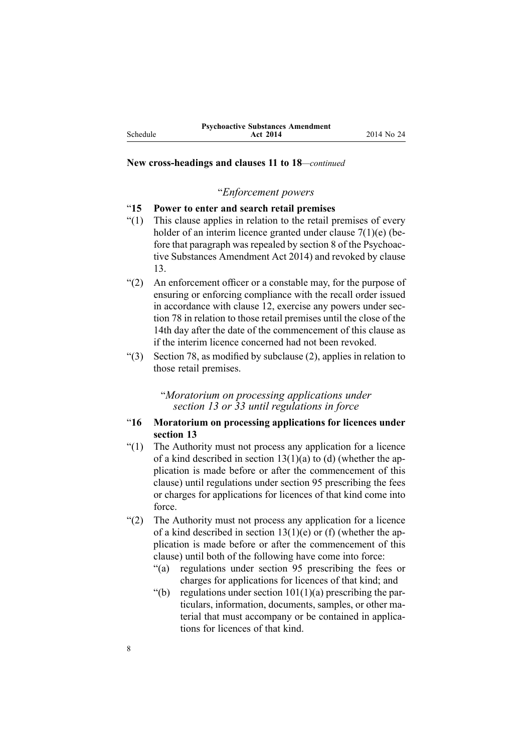**New cross-headings and clauses 11 to 18**—*continued*

"*Enforcement powers*

"**15 Power to enter and search retail premises**

"(1) This clause applies in relation to the retail premises of every holder of an interim licence granted under clause 7(1)(e) (before that paragraph was repealed by section 8 of the Psychoactive Substances Amendment Act 2014) and revoked by clause 13.

"(2) An enforcement officer or a constable may, for the purpose of ensuring or enforcing compliance with the recall order issued in accordance with clause 12, exercise any powers under section 78 in relation to those retail premises until the close of the 14th day after the date of the commencement of this clause as if the interim licence concerned had not been revoked.

"(3) Section 78, as modified by subclause (2), applies in relation to those retail premises.

"*Moratorium on processing applications under section 13 or 33 until regulations in force*

"**16 Moratorium on processing applications for licences under section 13**

"(1) The Authority must not process any application for a licence of a kind described in section 13(1)(a) to (d) (whether the application is made before or after the commencement of this clause) until regulations under section 95 prescribing the fees or charges for applications for licences of that kind come into force.

"(2) The Authority must not process any application for a licence of a kind described in section 13(1)(e) or (f) (whether the application is made before or after the commencement of this clause) until both of the following have come into force:

"(a) regulations under section 95 prescribing the fees or charges for applications for licences of that kind; and

"(b) regulations under section 101(1)(a) prescribing the particulars, information, documents, samples, or other material that must accompany or be contained in applications for licences of that kind.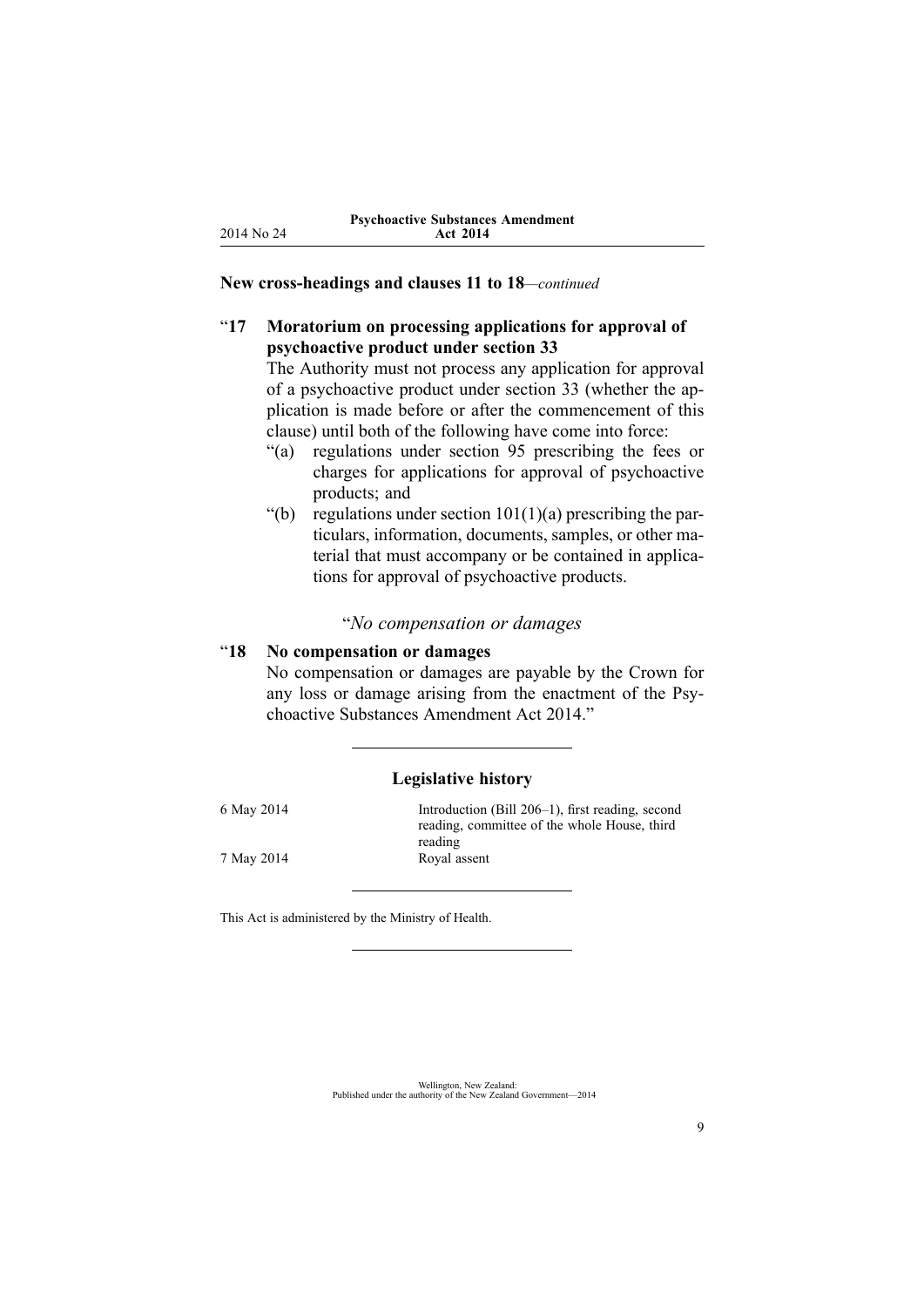**New cross-headings and clauses 11 to 18**—*continued*

"**17 Moratorium on processing applications for approval of psychoactive product under section 33**

The Authority must not process any application for approval of a psychoactive product under section 33 (whether the application is made before or after the commencement of this clause) until both of the following have come into force:

"(a) regulations under section 95 prescribing the fees or charges for applications for approval of psychoactive products; and

"(b) regulations under section 101(1)(a) prescribing the particulars, information, documents, samples, or other material that must accompany or be contained in applications for approval of psychoactive products.

"*No compensation or damages*

"**18 No compensation or damages**

No compensation or damages are payable by the Crown for any loss or damage arising from the enactment of the Psychoactive Substances Amendment Act 2014."

## Legislative history

| | |
|---|---|
| 6 May 2014 | Introduction (Bill 206–1), first reading, second reading, committee of the whole House, third reading |
| 7 May 2014 | Royal assent |

This Act is administered by the Ministry of Health.

Wellington, New Zealand:
Published under the authority of the New Zealand Government—2014